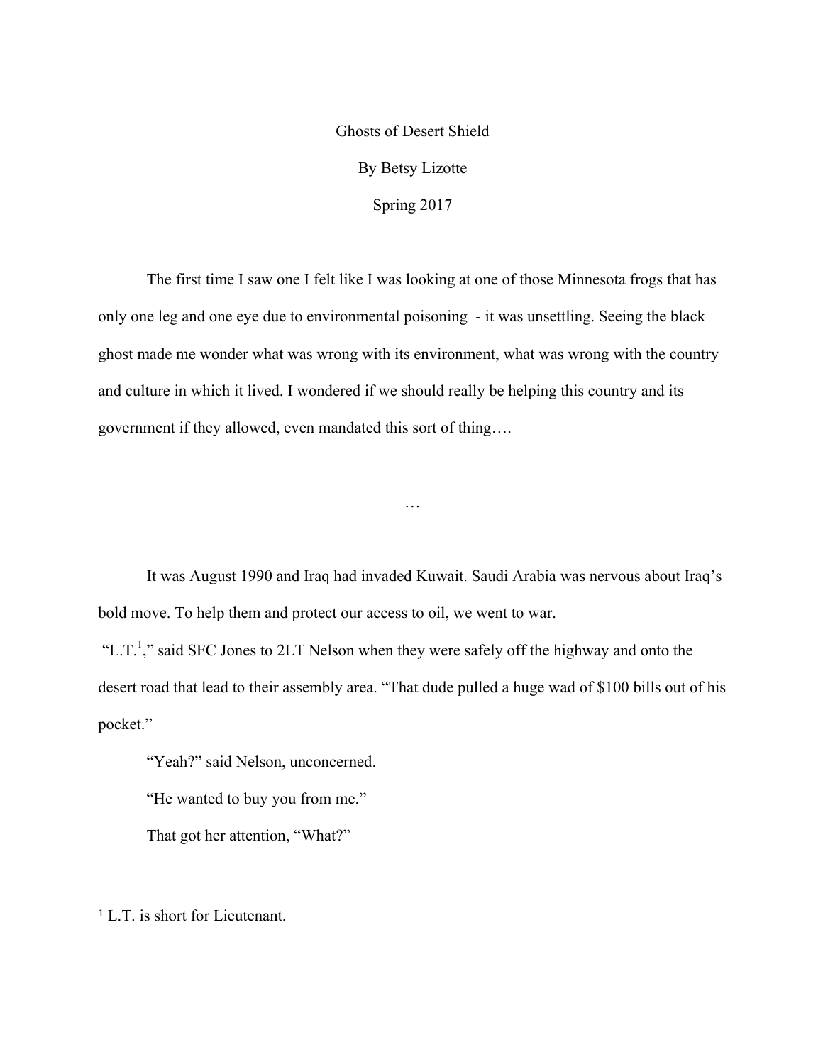# Ghosts of Desert Shield

By Betsy Lizotte

Spring 2017

The first time I saw one I felt like I was looking at one of those Minnesota frogs that has only one leg and one eye due to environmental poisoning - it was unsettling. Seeing the black ghost made me wonder what was wrong with its environment, what was wrong with the country and culture in which it lived. I wondered if we should really be helping this country and its government if they allowed, even mandated this sort of thing….

…

It was August 1990 and Iraq had invaded Kuwait. Saudi Arabia was nervous about Iraq's bold move. To help them and protect our access to oil, we went to war.

"L.T.[1]," said SFC Jones to 2LT Nelson when they were safely off the highway and onto the desert road that lead to their assembly area. "That dude pulled a huge wad of $100 bills out of his pocket."

"Yeah?" said Nelson, unconcerned.

"He wanted to buy you from me."

That got her attention, "What?"

---

[1] L.T. is short for Lieutenant.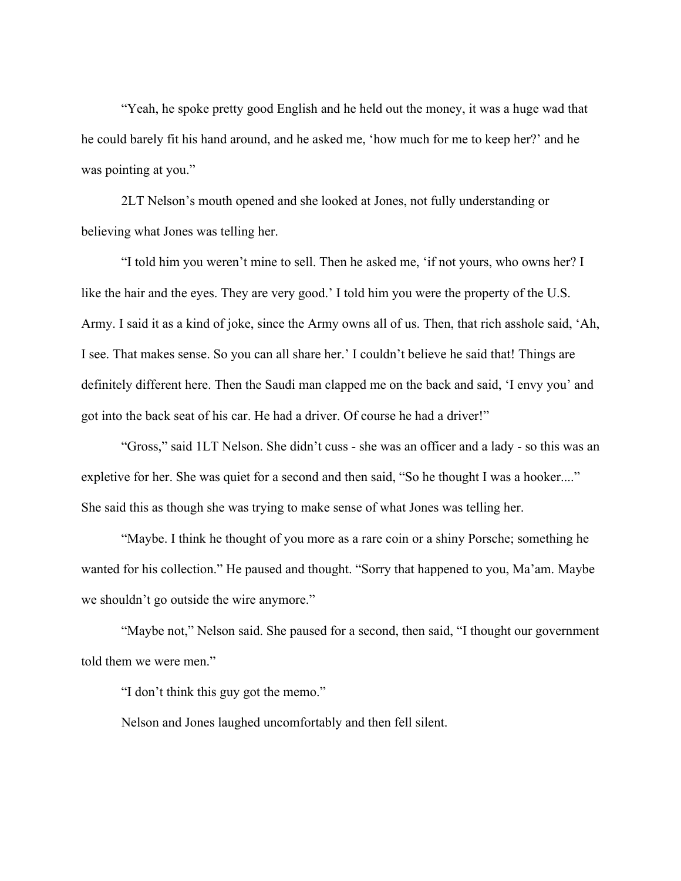"Yeah, he spoke pretty good English and he held out the money, it was a huge wad that he could barely fit his hand around, and he asked me, 'how much for me to keep her?' and he was pointing at you."

2LT Nelson's mouth opened and she looked at Jones, not fully understanding or believing what Jones was telling her.

"I told him you weren't mine to sell. Then he asked me, 'if not yours, who owns her? I like the hair and the eyes. They are very good.' I told him you were the property of the U.S. Army. I said it as a kind of joke, since the Army owns all of us. Then, that rich asshole said, 'Ah, I see. That makes sense. So you can all share her.' I couldn't believe he said that! Things are definitely different here. Then the Saudi man clapped me on the back and said, 'I envy you' and got into the back seat of his car. He had a driver. Of course he had a driver!"

"Gross," said 1LT Nelson. She didn't cuss - she was an officer and a lady - so this was an expletive for her. She was quiet for a second and then said, "So he thought I was a hooker...." She said this as though she was trying to make sense of what Jones was telling her.

"Maybe. I think he thought of you more as a rare coin or a shiny Porsche; something he wanted for his collection." He paused and thought. "Sorry that happened to you, Ma'am. Maybe we shouldn't go outside the wire anymore."

"Maybe not," Nelson said. She paused for a second, then said, "I thought our government told them we were men."

"I don't think this guy got the memo."

Nelson and Jones laughed uncomfortably and then fell silent.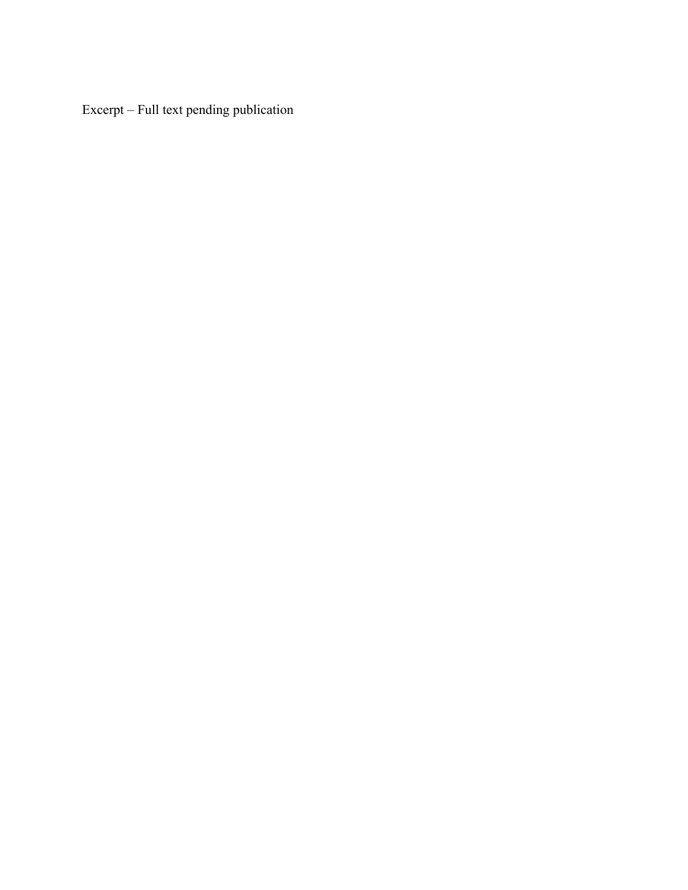Excerpt – Full text pending publication